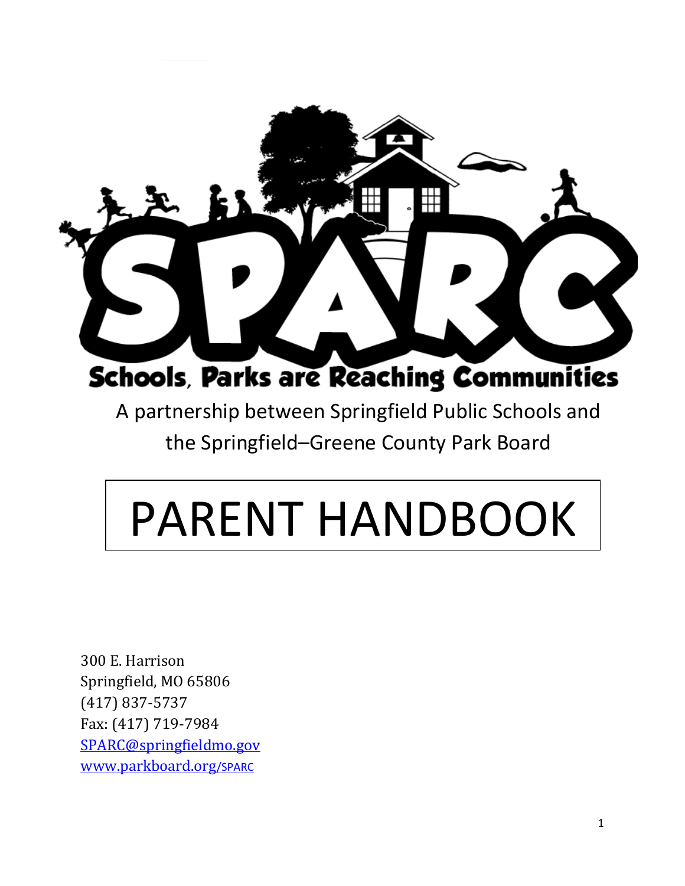# SPARC

## Schools, Parks are Reaching Communities

A partnership between Springfield Public Schools and the Springfield–Greene County Park Board

# PARENT HANDBOOK

300 E. Harrison
Springfield, MO 65806
(417) 837-5737
Fax: (417) 719-7984
SPARC@springfieldmo.gov
www.parkboard.org/SPARC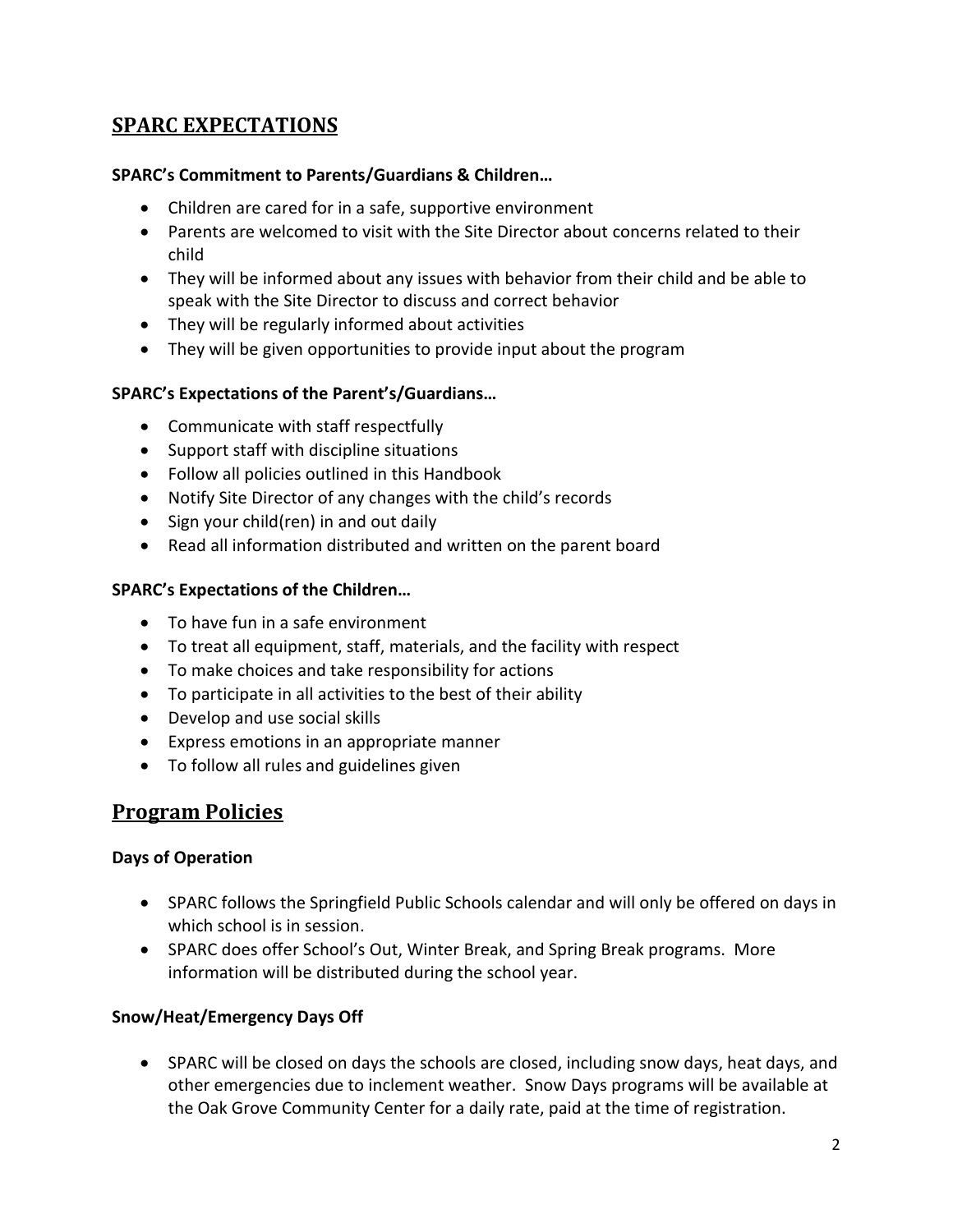## SPARC EXPECTATIONS

**SPARC's Commitment to Parents/Guardians & Children…**

- Children are cared for in a safe, supportive environment
- Parents are welcomed to visit with the Site Director about concerns related to their child
- They will be informed about any issues with behavior from their child and be able to speak with the Site Director to discuss and correct behavior
- They will be regularly informed about activities
- They will be given opportunities to provide input about the program

**SPARC's Expectations of the Parent's/Guardians…**

- Communicate with staff respectfully
- Support staff with discipline situations
- Follow all policies outlined in this Handbook
- Notify Site Director of any changes with the child's records
- Sign your child(ren) in and out daily
- Read all information distributed and written on the parent board

**SPARC's Expectations of the Children…**

- To have fun in a safe environment
- To treat all equipment, staff, materials, and the facility with respect
- To make choices and take responsibility for actions
- To participate in all activities to the best of their ability
- Develop and use social skills
- Express emotions in an appropriate manner
- To follow all rules and guidelines given

## Program Policies

**Days of Operation**

- SPARC follows the Springfield Public Schools calendar and will only be offered on days in which school is in session.
- SPARC does offer School's Out, Winter Break, and Spring Break programs. More information will be distributed during the school year.

**Snow/Heat/Emergency Days Off**

- SPARC will be closed on days the schools are closed, including snow days, heat days, and other emergencies due to inclement weather. Snow Days programs will be available at the Oak Grove Community Center for a daily rate, paid at the time of registration.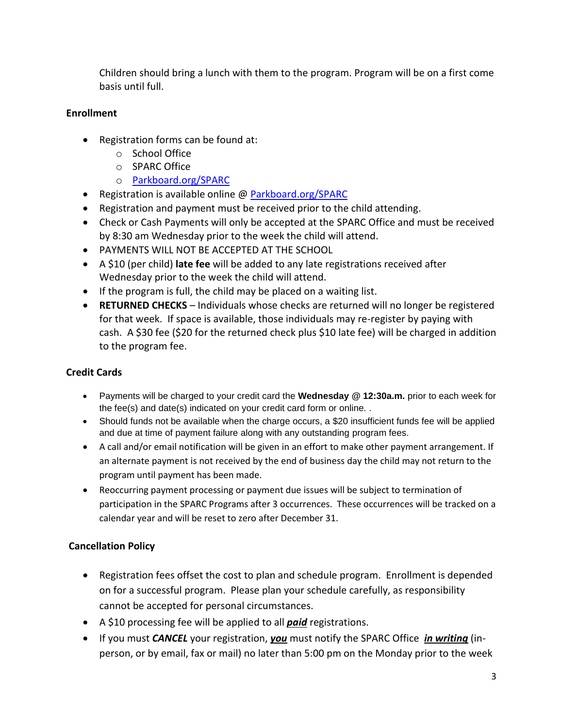Children should bring a lunch with them to the program. Program will be on a first come basis until full.

**Enrollment**

- Registration forms can be found at:
  - School Office
  - SPARC Office
  - [Parkboard.org/SPARC](Parkboard.org/SPARC)
- Registration is available online @ [Parkboard.org/SPARC](Parkboard.org/SPARC)
- Registration and payment must be received prior to the child attending.
- Check or Cash Payments will only be accepted at the SPARC Office and must be received by 8:30 am Wednesday prior to the week the child will attend.
- PAYMENTS WILL NOT BE ACCEPTED AT THE SCHOOL
- A $10 (per child) **late fee** will be added to any late registrations received after Wednesday prior to the week the child will attend.
- If the program is full, the child may be placed on a waiting list.
- **RETURNED CHECKS** – Individuals whose checks are returned will no longer be registered for that week. If space is available, those individuals may re-register by paying with cash. A $30 fee ($20 for the returned check plus $10 late fee) will be charged in addition to the program fee.

**Credit Cards**

- Payments will be charged to your credit card the **Wednesday @ 12:30a.m.** prior to each week for the fee(s) and date(s) indicated on your credit card form or online. .
- Should funds not be available when the charge occurs, a $20 insufficient funds fee will be applied and due at time of payment failure along with any outstanding program fees.
- A call and/or email notification will be given in an effort to make other payment arrangement. If an alternate payment is not received by the end of business day the child may not return to the program until payment has been made.
- Reoccurring payment processing or payment due issues will be subject to termination of participation in the SPARC Programs after 3 occurrences. These occurrences will be tracked on a calendar year and will be reset to zero after December 31.

**Cancellation Policy**

- Registration fees offset the cost to plan and schedule program. Enrollment is depended on for a successful program. Please plan your schedule carefully, as responsibility cannot be accepted for personal circumstances.
- A $10 processing fee will be applied to all ***paid*** registrations.
- If you must ***CANCEL*** your registration, ***you*** must notify the SPARC Office ***in writing*** (in-person, or by email, fax or mail) no later than 5:00 pm on the Monday prior to the week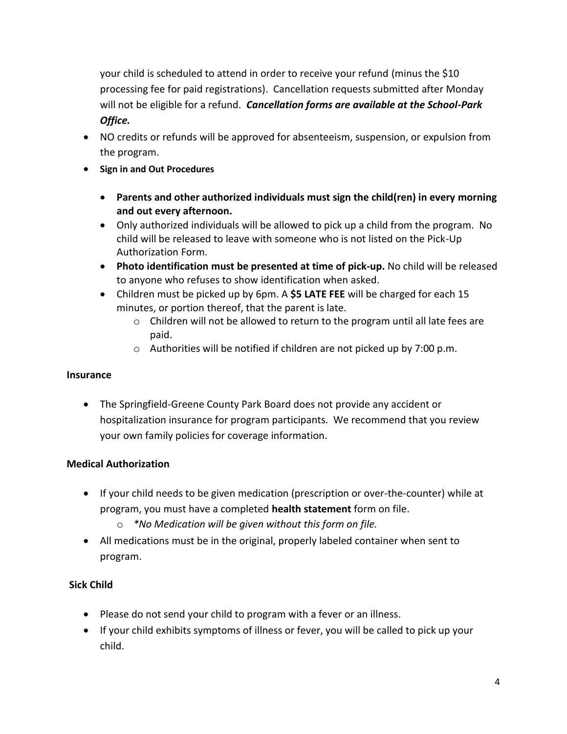your child is scheduled to attend in order to receive your refund (minus the $10 processing fee for paid registrations). Cancellation requests submitted after Monday will not be eligible for a refund. ***Cancellation forms are available at the School-Park Office.***

- NO credits or refunds will be approved for absenteeism, suspension, or expulsion from the program.
- **Sign in and Out Procedures**
  - **Parents and other authorized individuals must sign the child(ren) in every morning and out every afternoon.**
  - Only authorized individuals will be allowed to pick up a child from the program. No child will be released to leave with someone who is not listed on the Pick-Up Authorization Form.
  - **Photo identification must be presented at time of pick-up.** No child will be released to anyone who refuses to show identification when asked.
  - Children must be picked up by 6pm. A **$5 LATE FEE** will be charged for each 15 minutes, or portion thereof, that the parent is late.
    - Children will not be allowed to return to the program until all late fees are paid.
    - Authorities will be notified if children are not picked up by 7:00 p.m.

**Insurance**

- The Springfield-Greene County Park Board does not provide any accident or hospitalization insurance for program participants. We recommend that you review your own family policies for coverage information.

**Medical Authorization**

- If your child needs to be given medication (prescription or over-the-counter) while at program, you must have a completed **health statement** form on file.
  - *\*No Medication will be given without this form on file.*
- All medications must be in the original, properly labeled container when sent to program.

**Sick Child**

- Please do not send your child to program with a fever or an illness.
- If your child exhibits symptoms of illness or fever, you will be called to pick up your child.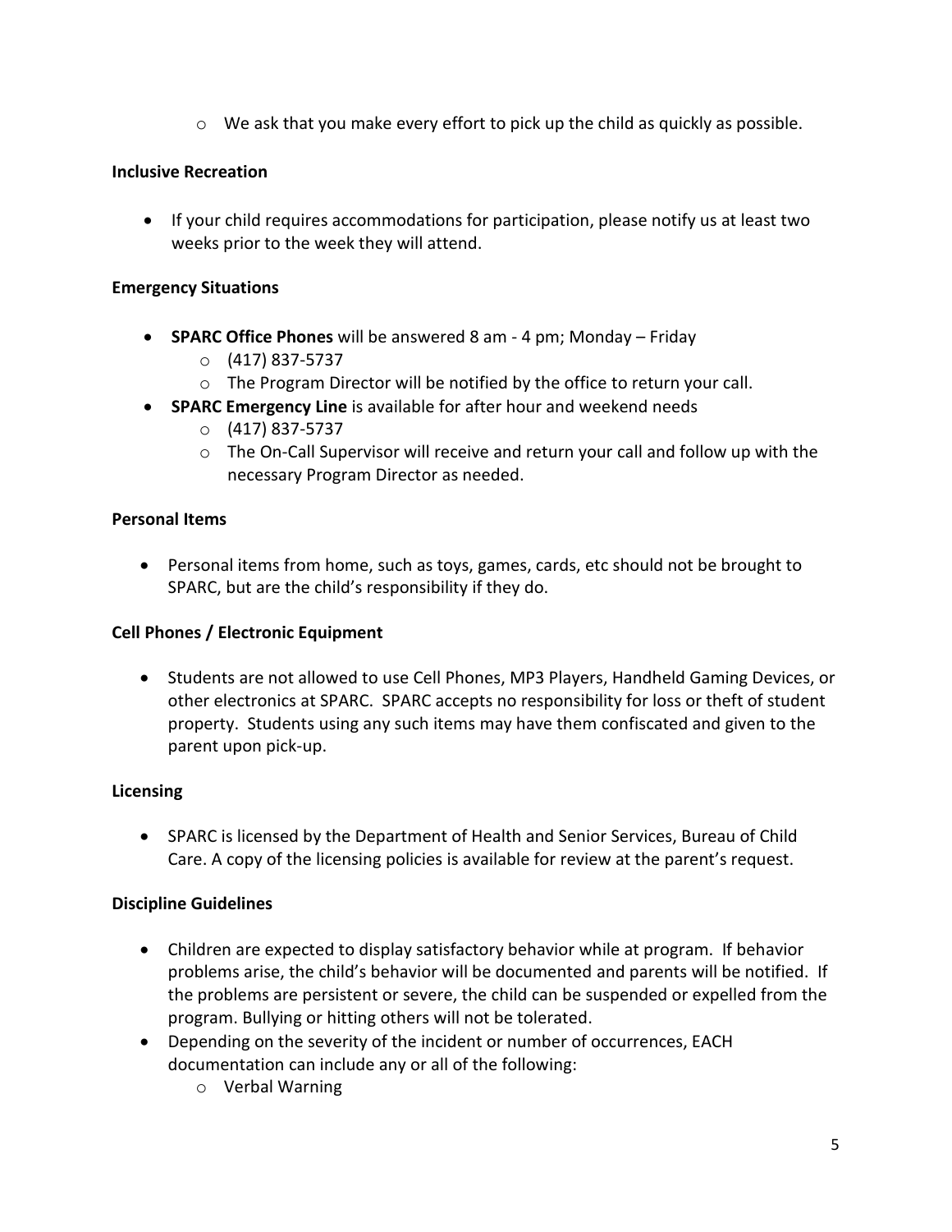- We ask that you make every effort to pick up the child as quickly as possible.

**Inclusive Recreation**

- If your child requires accommodations for participation, please notify us at least two weeks prior to the week they will attend.

**Emergency Situations**

- **SPARC Office Phones** will be answered 8 am - 4 pm; Monday – Friday
  - (417) 837-5737
  - The Program Director will be notified by the office to return your call.
- **SPARC Emergency Line** is available for after hour and weekend needs
  - (417) 837-5737
  - The On-Call Supervisor will receive and return your call and follow up with the necessary Program Director as needed.

**Personal Items**

- Personal items from home, such as toys, games, cards, etc should not be brought to SPARC, but are the child's responsibility if they do.

**Cell Phones / Electronic Equipment**

- Students are not allowed to use Cell Phones, MP3 Players, Handheld Gaming Devices, or other electronics at SPARC. SPARC accepts no responsibility for loss or theft of student property. Students using any such items may have them confiscated and given to the parent upon pick-up.

**Licensing**

- SPARC is licensed by the Department of Health and Senior Services, Bureau of Child Care. A copy of the licensing policies is available for review at the parent's request.

**Discipline Guidelines**

- Children are expected to display satisfactory behavior while at program. If behavior problems arise, the child's behavior will be documented and parents will be notified. If the problems are persistent or severe, the child can be suspended or expelled from the program. Bullying or hitting others will not be tolerated.
- Depending on the severity of the incident or number of occurrences, EACH documentation can include any or all of the following:
  - Verbal Warning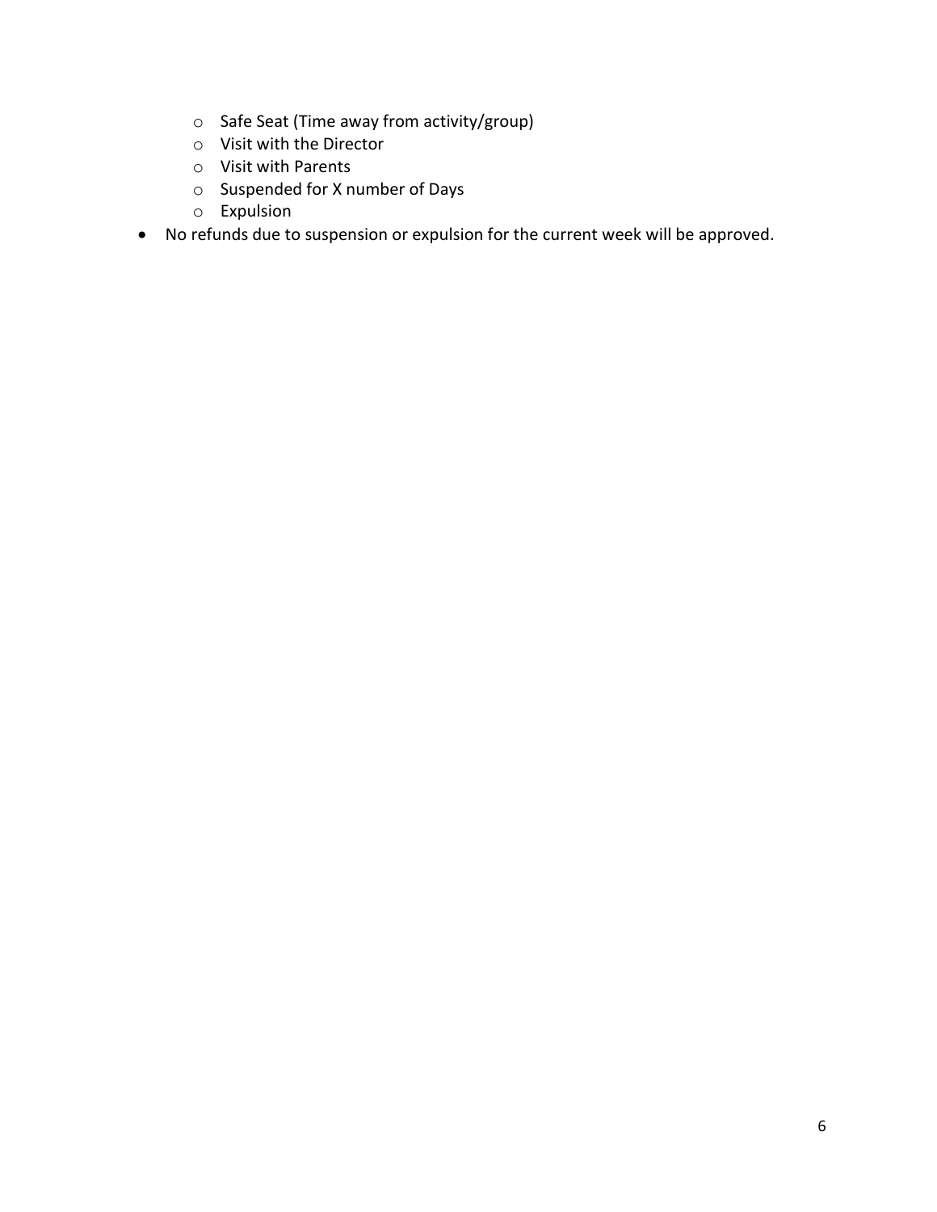- Safe Seat (Time away from activity/group)
  - Visit with the Director
  - Visit with Parents
  - Suspended for X number of Days
  - Expulsion
- No refunds due to suspension or expulsion for the current week will be approved.